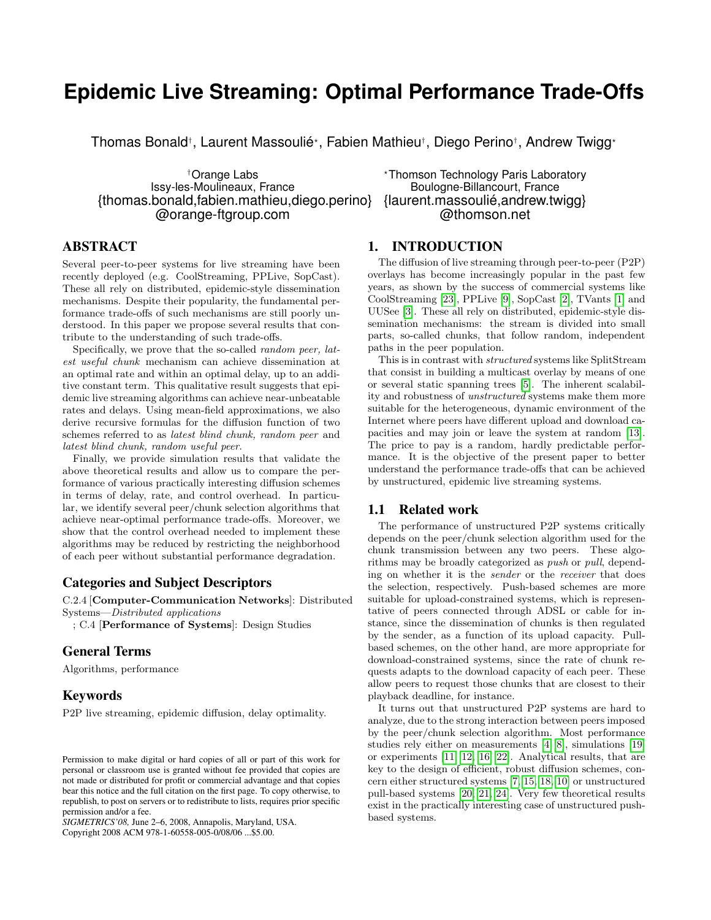# Epidemic Live Streaming: Optimal Performance Trade-Offs

Thomas Bonald†, Laurent Massoulié⋆, Fabien Mathieu†, Diego Perino†, Andrew Twigg⋆

†Orange Labs
Issy-les-Moulineaux, France
{thomas.bonald,fabien.mathieu,diego.perino}
@orange-ftgroup.com

⋆Thomson Technology Paris Laboratory
Boulogne-Billancourt, France
{laurent.massoulié,andrew.twigg}
@thomson.net

## ABSTRACT

Several peer-to-peer systems for live streaming have been recently deployed (e.g. CoolStreaming, PPLive, SopCast). These all rely on distributed, epidemic-style dissemination mechanisms. Despite their popularity, the fundamental performance trade-offs of such mechanisms are still poorly understood. In this paper we propose several results that contribute to the understanding of such trade-offs.

Specifically, we prove that the so-called *random peer, latest useful chunk* mechanism can achieve dissemination at an optimal rate and within an optimal delay, up to an additive constant term. This qualitative result suggests that epidemic live streaming algorithms can achieve near-unbeatable rates and delays. Using mean-field approximations, we also derive recursive formulas for the diffusion function of two schemes referred to as *latest blind chunk, random peer* and *latest blind chunk, random useful peer*.

Finally, we provide simulation results that validate the above theoretical results and allow us to compare the performance of various practically interesting diffusion schemes in terms of delay, rate, and control overhead. In particular, we identify several peer/chunk selection algorithms that achieve near-optimal performance trade-offs. Moreover, we show that the control overhead needed to implement these algorithms may be reduced by restricting the neighborhood of each peer without substantial performance degradation.

### Categories and Subject Descriptors

C.2.4 [**Computer-Communication Networks**]: Distributed Systems—*Distributed applications*
; C.4 [**Performance of Systems**]: Design Studies

### General Terms

Algorithms, performance

### Keywords

P2P live streaming, epidemic diffusion, delay optimality.

Permission to make digital or hard copies of all or part of this work for personal or classroom use is granted without fee provided that copies are not made or distributed for profit or commercial advantage and that copies bear this notice and the full citation on the first page. To copy otherwise, to republish, to post on servers or to redistribute to lists, requires prior specific permission and/or a fee.
*SIGMETRICS'08,* June 2–6, 2008, Annapolis, Maryland, USA.
Copyright 2008 ACM 978-1-60558-005-0/08/06 ...$5.00.

## 1. INTRODUCTION

The diffusion of live streaming through peer-to-peer (P2P) overlays has become increasingly popular in the past few years, as shown by the success of commercial systems like CoolStreaming [23], PPLive [9], SopCast [2], TVants [1] and UUSee [3]. These all rely on distributed, epidemic-style dissemination mechanisms: the stream is divided into small parts, so-called chunks, that follow random, independent paths in the peer population.

This is in contrast with *structured* systems like SplitStream that consist in building a multicast overlay by means of one or several static spanning trees [5]. The inherent scalability and robustness of *unstructured* systems make them more suitable for the heterogeneous, dynamic environment of the Internet where peers have different upload and download capacities and may join or leave the system at random [13]. The price to pay is a random, hardly predictable performance. It is the objective of the present paper to better understand the performance trade-offs that can be achieved by unstructured, epidemic live streaming systems.

### 1.1 Related work

The performance of unstructured P2P systems critically depends on the peer/chunk selection algorithm used for the chunk transmission between any two peers. These algorithms may be broadly categorized as *push* or *pull*, depending on whether it is the *sender* or the *receiver* that does the selection, respectively. Push-based schemes are more suitable for upload-constrained systems, which is representative of peers connected through ADSL or cable for instance, since the dissemination of chunks is then regulated by the sender, as a function of its upload capacity. Pull-based schemes, on the other hand, are more appropriate for download-constrained systems, since the rate of chunk requests adapts to the download capacity of each peer. These allow peers to request those chunks that are closest to their playback deadline, for instance.

It turns out that unstructured P2P systems are hard to analyze, due to the strong interaction between peers imposed by the peer/chunk selection algorithm. Most performance studies rely either on measurements [4, 8], simulations [19] or experiments [11, 12, 16, 22]. Analytical results, that are key to the design of efficient, robust diffusion schemes, concern either structured systems [7, 15, 18, 10] or unstructured pull-based systems [20, 21, 24]. Very few theoretical results exist in the practically interesting case of unstructured push-based systems.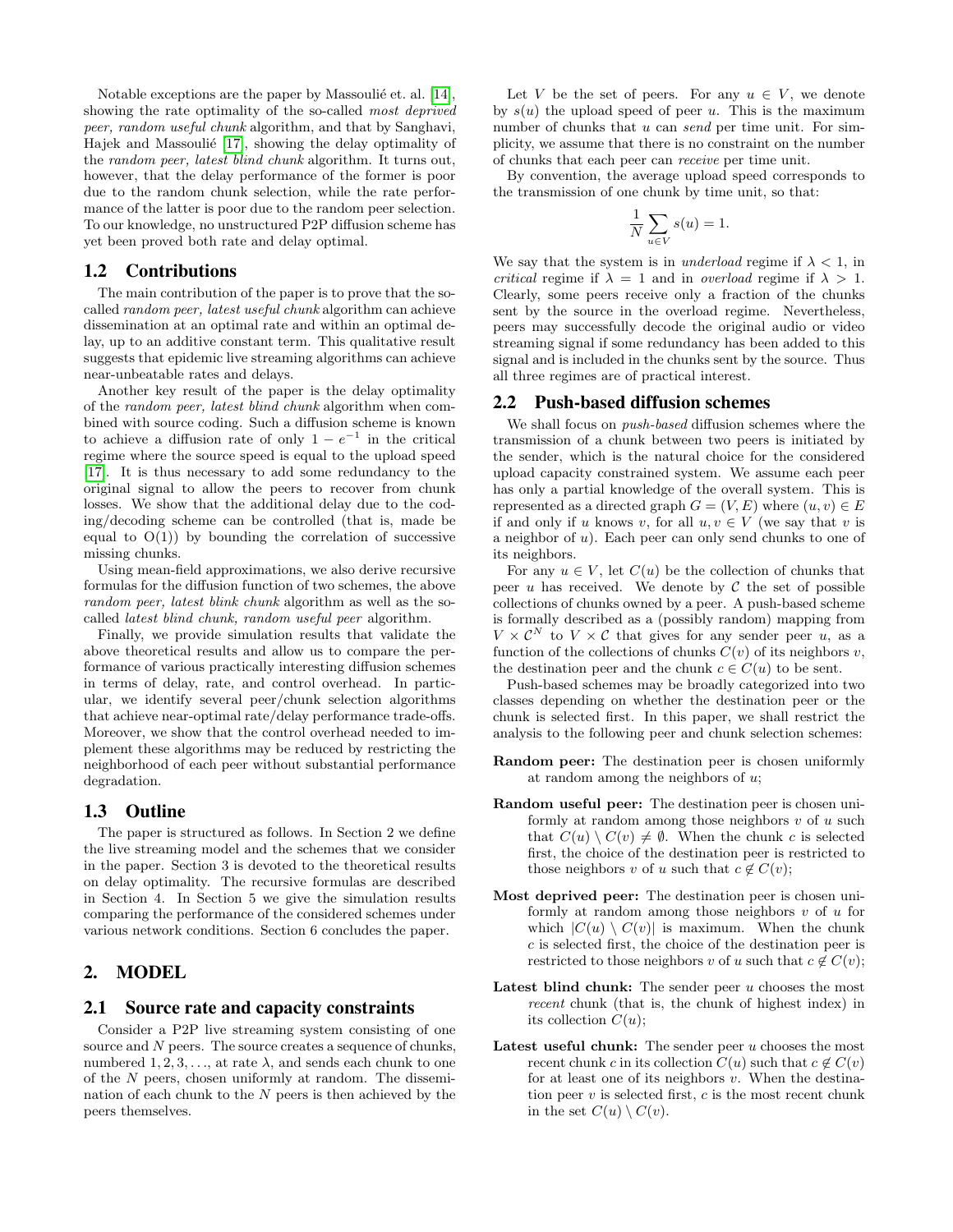Notable exceptions are the paper by Massoulié et. al. [14], showing the rate optimality of the so-called *most deprived peer, random useful chunk* algorithm, and that by Sanghavi, Hajek and Massoulié [17], showing the delay optimality of the *random peer, latest blind chunk* algorithm. It turns out, however, that the delay performance of the former is poor due to the random chunk selection, while the rate performance of the latter is poor due to the random peer selection. To our knowledge, no unstructured P2P diffusion scheme has yet been proved both rate and delay optimal.

## 1.2 Contributions

The main contribution of the paper is to prove that the so-called *random peer, latest useful chunk* algorithm can achieve dissemination at an optimal rate and within an optimal delay, up to an additive constant term. This qualitative result suggests that epidemic live streaming algorithms can achieve near-unbeatable rates and delays.

Another key result of the paper is the delay optimality of the *random peer, latest blind chunk* algorithm when combined with source coding. Such a diffusion scheme is known to achieve a diffusion rate of only $1 - e^{-1}$ in the critical regime where the source speed is equal to the upload speed [17]. It is thus necessary to add some redundancy to the original signal to allow the peers to recover from chunk losses. We show that the additional delay due to the coding/decoding scheme can be controlled (that is, made be equal to O(1)) by bounding the correlation of successive missing chunks.

Using mean-field approximations, we also derive recursive formulas for the diffusion function of two schemes, the above *random peer, latest blind chunk* algorithm as well as the so-called *latest blind chunk, random useful peer* algorithm.

Finally, we provide simulation results that validate the above theoretical results and allow us to compare the performance of various practically interesting diffusion schemes in terms of delay, rate, and control overhead. In particular, we identify several peer/chunk selection algorithms that achieve near-optimal rate/delay performance trade-offs. Moreover, we show that the control overhead needed to implement these algorithms may be reduced by restricting the neighborhood of each peer without substantial performance degradation.

## 1.3 Outline

The paper is structured as follows. In Section 2 we define the live streaming model and the schemes that we consider in the paper. Section 3 is devoted to the theoretical results on delay optimality. The recursive formulas are described in Section 4. In Section 5 we give the simulation results comparing the performance of the considered schemes under various network conditions. Section 6 concludes the paper.

# 2. MODEL

## 2.1 Source rate and capacity constraints

Consider a P2P live streaming system consisting of one source and $N$ peers. The source creates a sequence of chunks, numbered $1, 2, 3, \ldots$, at rate $\lambda$, and sends each chunk to one of the $N$ peers, chosen uniformly at random. The dissemination of each chunk to the $N$ peers is then achieved by the peers themselves.

Let $V$ be the set of peers. For any $u \in V$, we denote by $s(u)$ the upload speed of peer $u$. This is the maximum number of chunks that $u$ can *send* per time unit. For simplicity, we assume that there is no constraint on the number of chunks that each peer can *receive* per time unit.

By convention, the average upload speed corresponds to the transmission of one chunk by time unit, so that:

$$\frac{1}{N} \sum_{u \in V} s(u) = 1.$$

We say that the system is in *underload* regime if $\lambda < 1$, in *critical* regime if $\lambda = 1$ and in *overload* regime if $\lambda > 1$. Clearly, some peers receive only a fraction of the chunks sent by the source in the overload regime. Nevertheless, peers may successfully decode the original audio or video streaming signal if some redundancy has been added to this signal and is included in the chunks sent by the source. Thus all three regimes are of practical interest.

## 2.2 Push-based diffusion schemes

We shall focus on *push-based* diffusion schemes where the transmission of a chunk between two peers is initiated by the sender, which is the natural choice for the considered upload capacity constrained system. We assume each peer has only a partial knowledge of the overall system. This is represented as a directed graph $G = (V, E)$ where $(u, v) \in E$ if and only if $u$ knows $v$, for all $u, v \in V$ (we say that $v$ is a neighbor of $u$). Each peer can only send chunks to one of its neighbors.

For any $u \in V$, let $C(u)$ be the collection of chunks that peer $u$ has received. We denote by $\mathcal{C}$ the set of possible collections of chunks owned by a peer. A push-based scheme is formally described as a (possibly random) mapping from $V \times \mathcal{C}^N$ to $V \times \mathcal{C}$ that gives for any sender peer $u$, as a function of the collections of chunks $C(v)$ of its neighbors $v$, the destination peer and the chunk $c \in C(u)$ to be sent.

Push-based schemes may be broadly categorized into two classes depending on whether the destination peer or the chunk is selected first. In this paper, we shall restrict the analysis to the following peer and chunk selection schemes:

**Random peer:** The destination peer is chosen uniformly at random among the neighbors of $u$;

**Random useful peer:** The destination peer is chosen uniformly at random among those neighbors $v$ of $u$ such that $C(u) \setminus C(v) \neq \emptyset$. When the chunk $c$ is selected first, the choice of the destination peer is restricted to those neighbors $v$ of $u$ such that $c \notin C(v)$;

**Most deprived peer:** The destination peer is chosen uniformly at random among those neighbors $v$ of $u$ for which $|C(u) \setminus C(v)|$ is maximum. When the chunk $c$ is selected first, the choice of the destination peer is restricted to those neighbors $v$ of $u$ such that $c \notin C(v)$;

**Latest blind chunk:** The sender peer $u$ chooses the most *recent* chunk (that is, the chunk of highest index) in its collection $C(u)$;

**Latest useful chunk:** The sender peer $u$ chooses the most recent chunk $c$ in its collection $C(u)$ such that $c \notin C(v)$ for at least one of its neighbors $v$. When the destination peer $v$ is selected first, $c$ is the most recent chunk in the set $C(u) \setminus C(v)$.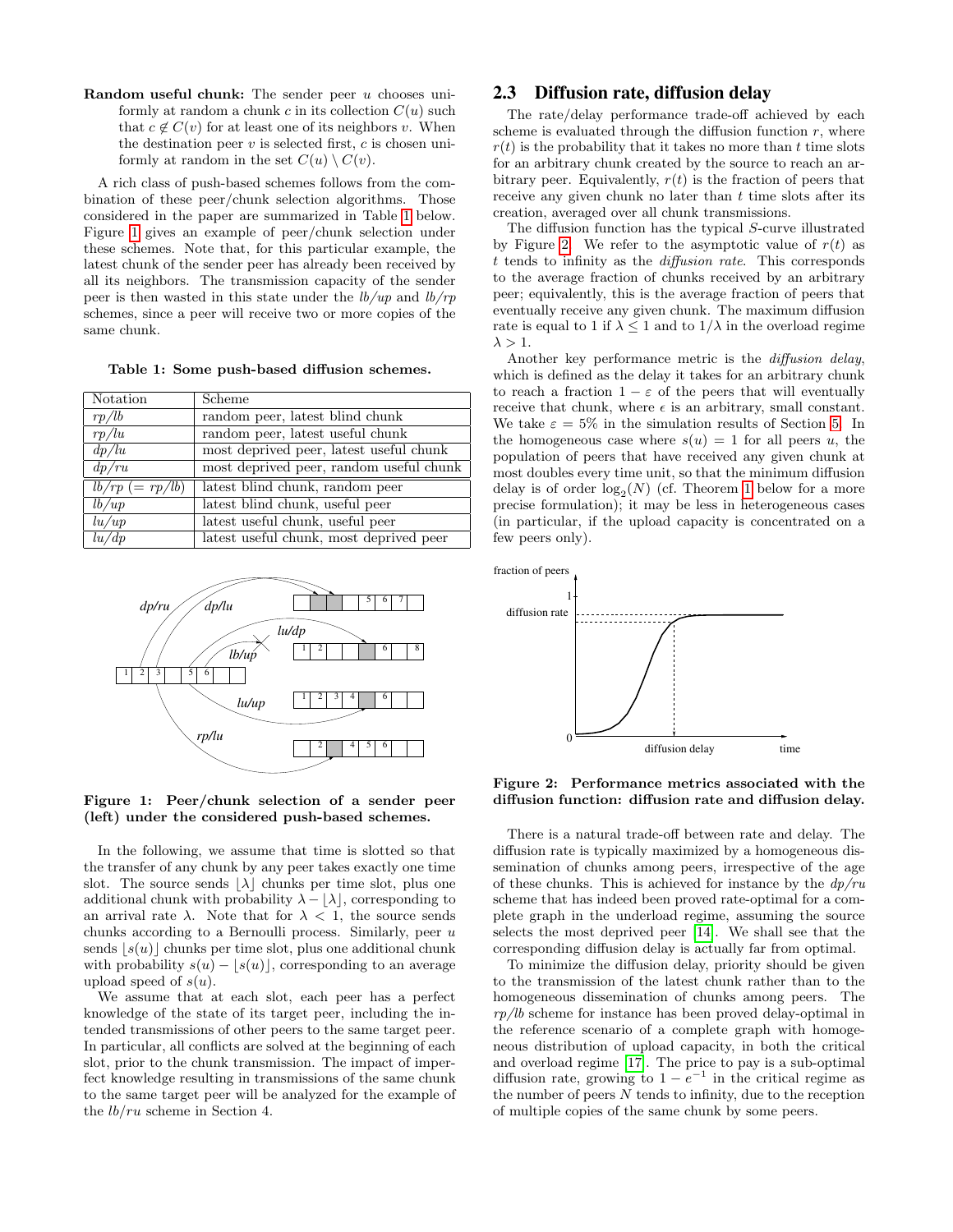**Random useful chunk:** The sender peer $u$ chooses uniformly at random a chunk $c$ in its collection $C(u)$ such that $c \notin C(v)$ for at least one of its neighbors $v$. When the destination peer $v$ is selected first, $c$ is chosen uniformly at random in the set $C(u) \setminus C(v)$.

A rich class of push-based schemes follows from the combination of these peer/chunk selection algorithms. Those considered in the paper are summarized in Table 1 below. Figure 1 gives an example of peer/chunk selection under these schemes. Note that, for this particular example, the latest chunk of the sender peer has already been received by all its neighbors. The transmission capacity of the sender peer is then wasted in this state under the *lb/up* and *lb/rp* schemes, since a peer will receive two or more copies of the same chunk.

**Table 1: Some push-based diffusion schemes.**

| Notation | Scheme |
|---|---|
| *rp/lb* | random peer, latest blind chunk |
| *rp/lu* | random peer, latest useful chunk |
| *dp/lu* | most deprived peer, latest useful chunk |
| *dp/ru* | most deprived peer, random useful chunk |
| *lb/rp* (= *rp/lb*) | latest blind chunk, random peer |
| *lb/up* | latest blind chunk, useful peer |
| *lu/up* | latest useful chunk, useful peer |
| *lu/dp* | latest useful chunk, most deprived peer |

**Figure 1: Peer/chunk selection of a sender peer (left) under the considered push-based schemes.**

In the following, we assume that time is slotted so that the transfer of any chunk by any peer takes exactly one time slot. The source sends $\lfloor \lambda \rfloor$ chunks per time slot, plus one additional chunk with probability $\lambda - \lfloor \lambda \rfloor$, corresponding to an arrival rate $\lambda$. Note that for $\lambda < 1$, the source sends chunks according to a Bernoulli process. Similarly, peer $u$ sends $\lfloor s(u) \rfloor$ chunks per time slot, plus one additional chunk with probability $s(u) - \lfloor s(u) \rfloor$, corresponding to an average upload speed of $s(u)$.

We assume that at each slot, each peer has a perfect knowledge of the state of its target peer, including the intended transmissions of other peers to the same target peer. In particular, all conflicts are solved at the beginning of each slot, prior to the chunk transmission. The impact of imperfect knowledge resulting in transmissions of the same chunk to the same target peer will be analyzed for the example of the *lb/ru* scheme in Section 4.

## 2.3 Diffusion rate, diffusion delay

The rate/delay performance trade-off achieved by each scheme is evaluated through the diffusion function $r$, where $r(t)$ is the probability that it takes no more than $t$ time slots for an arbitrary chunk created by the source to reach an arbitrary peer. Equivalently, $r(t)$ is the fraction of peers that receive any given chunk no later than $t$ time slots after its creation, averaged over all chunk transmissions.

The diffusion function has the typical $S$-curve illustrated by Figure 2. We refer to the asymptotic value of $r(t)$ as $t$ tends to infinity as the *diffusion rate*. This corresponds to the average fraction of chunks received by an arbitrary peer; equivalently, this is the average fraction of peers that eventually receive any given chunk. The maximum diffusion rate is equal to 1 if $\lambda \leq 1$ and to $1/\lambda$ in the overload regime $\lambda > 1$.

Another key performance metric is the *diffusion delay*, which is defined as the delay it takes for an arbitrary chunk to reach a fraction $1 - \varepsilon$ of the peers that will eventually receive that chunk, where $\epsilon$ is an arbitrary, small constant. We take $\varepsilon = 5\%$ in the simulation results of Section 5. In the homogeneous case where $s(u) = 1$ for all peers $u$, the population of peers that have received any given chunk at most doubles every time unit, so that the minimum diffusion delay is of order $\log_2(N)$ (cf. Theorem 1 below for a more precise formulation); it may be less in heterogeneous cases (in particular, if the upload capacity is concentrated on a few peers only).

**Figure 2: Performance metrics associated with the diffusion function: diffusion rate and diffusion delay.**

There is a natural trade-off between rate and delay. The diffusion rate is typically maximized by a homogeneous dissemination of chunks among peers, irrespective of the age of these chunks. This is achieved for instance by the *dp/ru* scheme that has indeed been proved rate-optimal for a complete graph in the underload regime, assuming the source selects the most deprived peer [14]. We shall see that the corresponding diffusion delay is actually far from optimal.

To minimize the diffusion delay, priority should be given to the transmission of the latest chunk rather than to the homogeneous dissemination of chunks among peers. The *rp/lb* scheme for instance has been proved delay-optimal in the reference scenario of a complete graph with homogeneous distribution of upload capacity, in both the critical and overload regime [17]. The price to pay is a sub-optimal diffusion rate, growing to $1 - e^{-1}$ in the critical regime as the number of peers $N$ tends to infinity, due to the reception of multiple copies of the same chunk by some peers.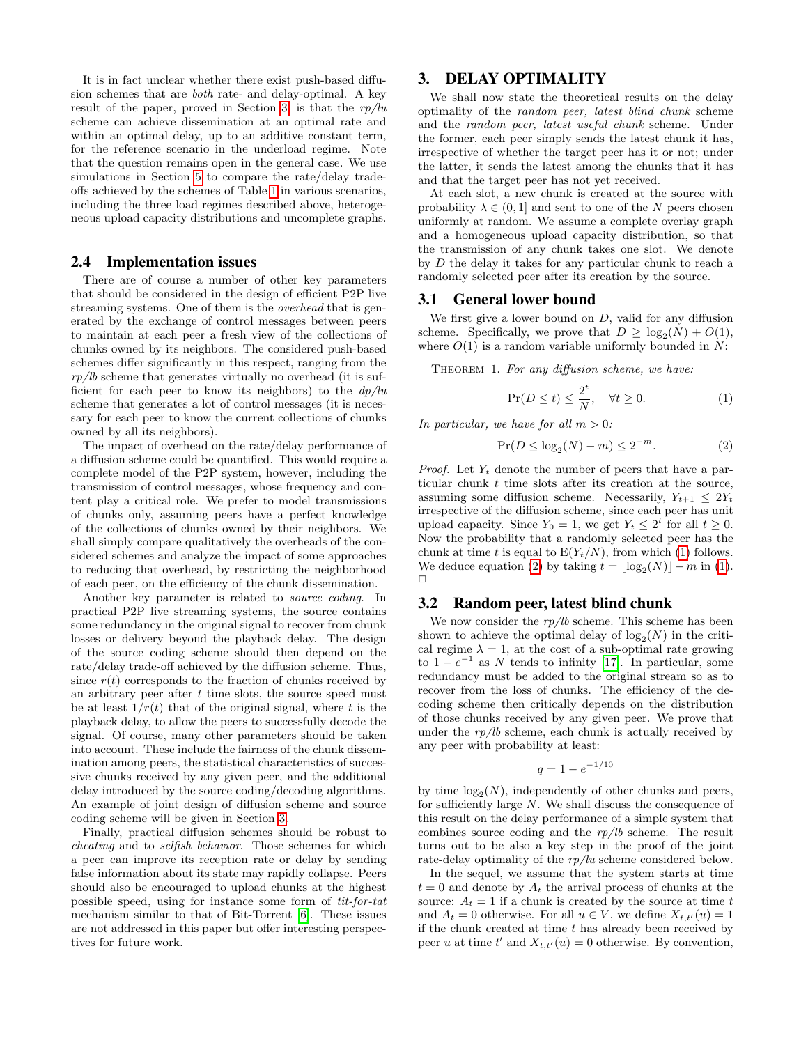It is in fact unclear whether there exist push-based diffusion schemes that are *both* rate- and delay-optimal. A key result of the paper, proved in Section 3, is that the *rp/lu* scheme can achieve dissemination at an optimal rate and within an optimal delay, up to an additive constant term, for the reference scenario in the underload regime. Note that the question remains open in the general case. We use simulations in Section 5 to compare the rate/delay tradeoffs achieved by the schemes of Table 1 in various scenarios, including the three load regimes described above, heterogeneous upload capacity distributions and uncomplete graphs.

### 2.4 Implementation issues

There are of course a number of other key parameters that should be considered in the design of efficient P2P live streaming systems. One of them is the *overhead* that is generated by the exchange of control messages between peers to maintain at each peer a fresh view of the collections of chunks owned by its neighbors. The considered push-based schemes differ significantly in this respect, ranging from the *rp/lb* scheme that generates virtually no overhead (it is sufficient for each peer to know its neighbors) to the *dp/lu* scheme that generates a lot of control messages (it is necessary for each peer to know the current collections of chunks owned by all its neighbors).

The impact of overhead on the rate/delay performance of a diffusion scheme could be quantified. This would require a complete model of the P2P system, however, including the transmission of control messages, whose frequency and content play a critical role. We prefer to model transmissions of chunks only, assuming peers have a perfect knowledge of the collections of chunks owned by their neighbors. We shall simply compare qualitatively the overheads of the considered schemes and analyze the impact of some approaches to reducing that overhead, by restricting the neighborhood of each peer, on the efficiency of the chunk dissemination.

Another key parameter is related to *source coding*. In practical P2P live streaming systems, the source contains some redundancy in the original signal to recover from chunk losses or delivery beyond the playback delay. The design of the source coding scheme should then depend on the rate/delay trade-off achieved by the diffusion scheme. Thus, since $r(t)$ corresponds to the fraction of chunks received by an arbitrary peer after $t$ time slots, the source speed must be at least $1/r(t)$ that of the original signal, where $t$ is the playback delay, to allow the peers to successfully decode the signal. Of course, many other parameters should be taken into account. These include the fairness of the chunk dissemination among peers, the statistical characteristics of successive chunks received by any given peer, and the additional delay introduced by the source coding/decoding algorithms. An example of joint design of diffusion scheme and source coding scheme will be given in Section 3.

Finally, practical diffusion schemes should be robust to *cheating* and to *selfish behavior*. Those schemes for which a peer can improve its reception rate or delay by sending false information about its state may rapidly collapse. Peers should also be encouraged to upload chunks at the highest possible speed, using for instance some form of *tit-for-tat* mechanism similar to that of Bit-Torrent [6]. These issues are not addressed in this paper but offer interesting perspectives for future work.

## 3. DELAY OPTIMALITY

We shall now state the theoretical results on the delay optimality of the *random peer, latest blind chunk* scheme and the *random peer, latest useful chunk* scheme. Under the former, each peer simply sends the latest chunk it has, irrespective of whether the target peer has it or not; under the latter, it sends the latest among the chunks that it has and that the target peer has not yet received.

At each slot, a new chunk is created at the source with probability $\lambda \in (0, 1]$ and sent to one of the $N$ peers chosen uniformly at random. We assume a complete overlay graph and a homogeneous upload capacity distribution, so that the transmission of any chunk takes one slot. We denote by $D$ the delay it takes for any particular chunk to reach a randomly selected peer after its creation by the source.

### 3.1 General lower bound

We first give a lower bound on $D$, valid for any diffusion scheme. Specifically, we prove that $D \geq \log_2(N) + O(1)$, where $O(1)$ is a random variable uniformly bounded in $N$:

THEOREM 1. *For any diffusion scheme, we have:*

$$\Pr(D \leq t) \leq \frac{2^t}{N}, \quad \forall t \geq 0. \tag{1}$$

*In particular, we have for all $m > 0$:*

$$\Pr(D \leq \log_2(N) - m) \leq 2^{-m}. \tag{2}$$

*Proof.* Let $Y_t$ denote the number of peers that have a particular chunk $t$ time slots after its creation at the source, assuming some diffusion scheme. Necessarily, $Y_{t+1} \leq 2Y_t$ irrespective of the diffusion scheme, since each peer has unit upload capacity. Since $Y_0 = 1$, we get $Y_t \leq 2^t$ for all $t \geq 0$. Now the probability that a randomly selected peer has the chunk at time $t$ is equal to $\mathrm{E}(Y_t/N)$, from which (1) follows. We deduce equation (2) by taking $t = \lfloor \log_2(N) \rfloor - m$ in (1). □

### 3.2 Random peer, latest blind chunk

We now consider the *rp/lb* scheme. This scheme has been shown to achieve the optimal delay of $\log_2(N)$ in the critical regime $\lambda = 1$, at the cost of a sub-optimal rate growing to $1 - e^{-1}$ as $N$ tends to infinity [17]. In particular, some redundancy must be added to the original stream so as to recover from the loss of chunks. The efficiency of the decoding scheme then critically depends on the distribution of those chunks received by any given peer. We prove that under the *rp/lb* scheme, each chunk is actually received by any peer with probability at least:

$$q = 1 - e^{-1/10}$$

by time $\log_2(N)$, independently of other chunks and peers, for sufficiently large $N$. We shall discuss the consequence of this result on the delay performance of a simple system that combines source coding and the *rp/lb* scheme. The result turns out to be also a key step in the proof of the joint rate-delay optimality of the *rp/lu* scheme considered below.

In the sequel, we assume that the system starts at time $t = 0$ and denote by $A_t$ the arrival process of chunks at the source: $A_t = 1$ if a chunk is created by the source at time $t$ and $A_t = 0$ otherwise. For all $u \in V$, we define $X_{t,t'}(u) = 1$ if the chunk created at time $t$ has already been received by peer $u$ at time $t'$ and $X_{t,t'}(u) = 0$ otherwise. By convention,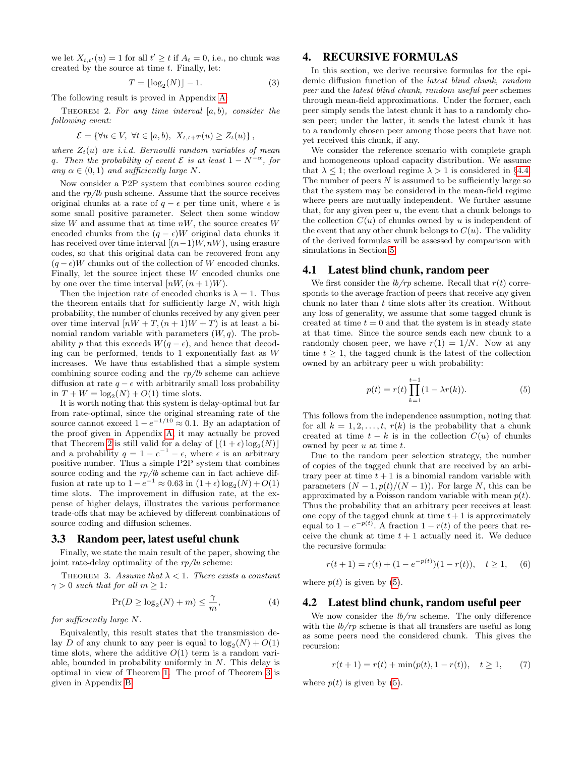we let $X_{t,t'}(u) = 1$ for all $t' \geq t$ if $A_t = 0$, i.e., no chunk was created by the source at time $t$. Finally, let:

$$T = \lfloor \log_2(N) \rfloor - 1. \quad (3)$$

The following result is proved in Appendix A:

Theorem 2. *For any time interval $[a, b)$, consider the following event:*

$$\mathcal{E} = \{\forall u \in V,\ \forall t \in [a, b),\ X_{t,t+T}(u) \geq Z_t(u)\},$$

*where $Z_t(u)$ are i.i.d. Bernoulli random variables of mean $q$. Then the probability of event $\mathcal{E}$ is at least $1 - N^{-\alpha}$, for any $\alpha \in (0, 1)$ and sufficiently large $N$.*

Now consider a P2P system that combines source coding and the *rp/lb* push scheme. Assume that the source receives original chunks at a rate of $q - \epsilon$ per time unit, where $\epsilon$ is some small positive parameter. Select then some window size $W$ and assume that at time $nW$, the source creates $W$ encoded chunks from the $(q - \epsilon)W$ original data chunks it has received over time interval $[(n-1)W, nW)$, using erasure codes, so that this original data can be recovered from any $(q - \epsilon)W$ chunks out of the collection of $W$ encoded chunks. Finally, let the source inject these $W$ encoded chunks one by one over the time interval $[nW, (n+1)W)$.

Then the injection rate of encoded chunks is $\lambda = 1$. Thus the theorem entails that for sufficiently large $N$, with high probability, the number of chunks received by any given peer over time interval $[nW + T, (n+1)W + T)$ is at least a binomial random variable with parameters $(W, q)$. The probability $p$ that this exceeds $W(q - \epsilon)$, and hence that decoding can be performed, tends to 1 exponentially fast as $W$ increases. We have thus established that a simple system combining source coding and the *rp/lb* scheme can achieve diffusion at rate $q - \epsilon$ with arbitrarily small loss probability in $T + W = \log_2(N) + O(1)$ time slots.

It is worth noting that this system is delay-optimal but far from rate-optimal, since the original streaming rate of the source cannot exceed $1 - e^{-1/10} \approx 0.1$. By an adaptation of the proof given in Appendix A, it may actually be proved that Theorem 2 is still valid for a delay of $\lfloor (1 + \epsilon) \log_2(N) \rfloor$ and a probability $q = 1 - e^{-1} - \epsilon$, where $\epsilon$ is an arbitrary positive number. Thus a simple P2P system that combines source coding and the *rp/lb* scheme can in fact achieve diffusion at rate up to $1 - e^{-1} \approx 0.63$ in $(1 + \epsilon) \log_2(N) + O(1)$ time slots. The improvement in diffusion rate, at the expense of higher delays, illustrates the various performance trade-offs that may be achieved by different combinations of source coding and diffusion schemes.

### 3.3 Random peer, latest useful chunk

Finally, we state the main result of the paper, showing the joint rate-delay optimality of the *rp/lu* scheme:

Theorem 3. *Assume that $\lambda < 1$. There exists a constant $\gamma > 0$ such that for all $m \geq 1$:*

$$\Pr(D \geq \log_2(N) + m) \leq \frac{\gamma}{m}, \quad (4)$$

*for sufficiently large $N$.*

Equivalently, this result states that the transmission delay $D$ of any chunk to any peer is equal to $\log_2(N) + O(1)$ time slots, where the additive $O(1)$ term is a random variable, bounded in probability uniformly in $N$. This delay is optimal in view of Theorem 1. The proof of Theorem 3 is given in Appendix B.

## 4. RECURSIVE FORMULAS

In this section, we derive recursive formulas for the epidemic diffusion function of the *latest blind chunk, random peer* and the *latest blind chunk, random useful peer* schemes through mean-field approximations. Under the former, each peer simply sends the latest chunk it has to a randomly chosen peer; under the latter, it sends the latest chunk it has to a randomly chosen peer among those peers that have not yet received this chunk, if any.

We consider the reference scenario with complete graph and homogeneous upload capacity distribution. We assume that $\lambda \leq 1$; the overload regime $\lambda > 1$ is considered in §4.4. The number of peers $N$ is assumed to be sufficiently large so that the system may be considered in the mean-field regime where peers are mutually independent. We further assume that, for any given peer $u$, the event that a chunk belongs to the collection $C(u)$ of chunks owned by $u$ is independent of the event that any other chunk belongs to $C(u)$. The validity of the derived formulas will be assessed by comparison with simulations in Section 5.

### 4.1 Latest blind chunk, random peer

We first consider the *lb/rp* scheme. Recall that $r(t)$ corresponds to the average fraction of peers that receive any given chunk no later than $t$ time slots after its creation. Without any loss of generality, we assume that some tagged chunk is created at time $t = 0$ and that the system is in steady state at that time. Since the source sends each new chunk to a randomly chosen peer, we have $r(1) = 1/N$. Now at any time $t \geq 1$, the tagged chunk is the latest of the collection owned by an arbitrary peer $u$ with probability:

$$p(t) = r(t) \prod_{k=1}^{t-1} (1 - \lambda r(k)). \quad (5)$$

This follows from the independence assumption, noting that for all $k = 1, 2, \ldots, t$, $r(k)$ is the probability that a chunk created at time $t - k$ is in the collection $C(u)$ of chunks owned by peer $u$ at time $t$.

Due to the random peer selection strategy, the number of copies of the tagged chunk that are received by an arbitrary peer at time $t + 1$ is a binomial random variable with parameters $(N - 1, p(t)/(N - 1))$. For large $N$, this can be approximated by a Poisson random variable with mean $p(t)$. Thus the probability that an arbitrary peer receives at least one copy of the tagged chunk at time $t + 1$ is approximately equal to $1 - e^{-p(t)}$. A fraction $1 - r(t)$ of the peers that receive the chunk at time $t + 1$ actually need it. We deduce the recursive formula:

$$r(t + 1) = r(t) + (1 - e^{-p(t)})(1 - r(t)), \quad t \geq 1, \quad (6)$$

where $p(t)$ is given by (5).

### 4.2 Latest blind chunk, random useful peer

We now consider the *lb/ru* scheme. The only difference with the *lb/rp* scheme is that all transfers are useful as long as some peers need the considered chunk. This gives the recursion:

$$r(t + 1) = r(t) + \min(p(t), 1 - r(t)), \quad t \geq 1, \quad (7)$$

where $p(t)$ is given by (5).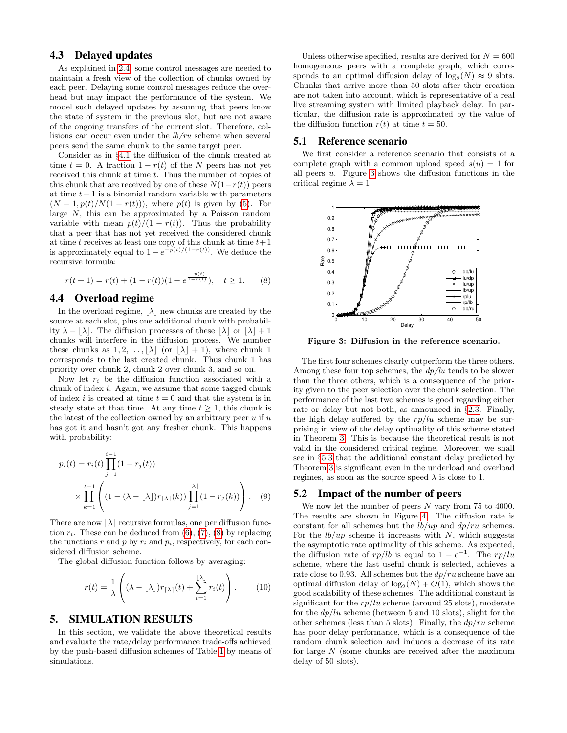### 4.3 Delayed updates

As explained in 2.4, some control messages are needed to maintain a fresh view of the collection of chunks owned by each peer. Delaying some control messages reduce the overhead but may impact the performance of the system. We model such delayed updates by assuming that peers know the state of system in the previous slot, but are not aware of the ongoing transfers of the current slot. Therefore, collisions can occur even under the *lb/ru* scheme when several peers send the same chunk to the same target peer.

Consider as in §4.1 the diffusion of the chunk created at time $t=0$. A fraction $1-r(t)$ of the $N$ peers has not yet received this chunk at time $t$. Thus the number of copies of this chunk that are received by one of these $N(1-r(t))$ peers at time $t+1$ is a binomial random variable with parameters $(N-1, p(t)/N(1-r(t)))$, where $p(t)$ is given by (5). For large $N$, this can be approximated by a Poisson random variable with mean $p(t)/(1-r(t))$. Thus the probability that a peer that has not yet received the considered chunk at time $t$ receives at least one copy of this chunk at time $t+1$ is approximately equal to $1-e^{-p(t)/(1-r(t))}$. We deduce the recursive formula:

$$r(t+1) = r(t) + (1-r(t))(1-e^{\frac{-p(t)}{1-r(t)}}), \quad t \geq 1. \tag{8}$$

### 4.4 Overload regime

In the overload regime, $\lfloor\lambda\rfloor$ new chunks are created by the source at each slot, plus one additional chunk with probability $\lambda - \lfloor\lambda\rfloor$. The diffusion processes of these $\lfloor\lambda\rfloor$ or $\lfloor\lambda\rfloor+1$ chunks will interfere in the diffusion process. We number these chunks as $1, 2, \ldots, \lfloor\lambda\rfloor$ (or $\lfloor\lambda\rfloor+1$), where chunk 1 corresponds to the last created chunk. Thus chunk 1 has priority over chunk 2, chunk 2 over chunk 3, and so on.

Now let $r_i$ be the diffusion function associated with a chunk of index $i$. Again, we assume that some tagged chunk of index $i$ is created at time $t=0$ and that the system is in steady state at that time. At any time $t \geq 1$, this chunk is the latest of the collection owned by an arbitrary peer $u$ if $u$ has got it and hasn't got any fresher chunk. This happens with probability:

$$p_i(t) = r_i(t)\prod_{j=1}^{i-1}(1-r_j(t)) \times \prod_{k=1}^{t-1}\left((1-(\lambda-\lfloor\lambda\rfloor)r_{\lceil\lambda\rceil}(k))\prod_{j=1}^{\lfloor\lambda\rfloor}(1-r_j(k))\right). \tag{9}$$

There are now $\lceil\lambda\rceil$ recursive formulas, one per diffusion function $r_i$. These can be deduced from (6), (7), (8) by replacing the functions $r$ and $p$ by $r_i$ and $p_i$, respectively, for each considered diffusion scheme.

The global diffusion function follows by averaging:

$$r(t) = \frac{1}{\lambda}\left((\lambda-\lfloor\lambda\rfloor)r_{\lceil\lambda\rceil}(t) + \sum_{i=1}^{\lfloor\lambda\rfloor} r_i(t)\right). \tag{10}$$

## 5. SIMULATION RESULTS

In this section, we validate the above theoretical results and evaluate the rate/delay performance trade-offs achieved by the push-based diffusion schemes of Table 1 by means of simulations.

Unless otherwise specified, results are derived for $N=600$ homogeneous peers with a complete graph, which corresponds to an optimal diffusion delay of $\log_2(N) \approx 9$ slots. Chunks that arrive more than 50 slots after their creation are not taken into account, which is representative of a real live streaming system with limited playback delay. In particular, the diffusion rate is approximated by the value of the diffusion function $r(t)$ at time $t=50$.

### 5.1 Reference scenario

We first consider a reference scenario that consists of a complete graph with a common upload speed $s(u)=1$ for all peers $u$. Figure 3 shows the diffusion functions in the critical regime $\lambda=1$.

**Figure 3: Diffusion in the reference scenario.**

The first four schemes clearly outperform the three others. Among these four top schemes, the *dp/lu* tends to be slower than the three others, which is a consequence of the priority given to the peer selection over the chunk selection. The performance of the last two schemes is good regarding either rate or delay but not both, as announced in §2.3. Finally, the high delay suffered by the *rp/lu* scheme may be surprising in view of the delay optimality of this scheme stated in Theorem 3. This is because the theoretical result is not valid in the considered critical regime. Moreover, we shall see in §5.3 that the additional constant delay predicted by Theorem 3 is significant even in the underload and overload regimes, as soon as the source speed $\lambda$ is close to 1.

### 5.2 Impact of the number of peers

We now let the number of peers $N$ vary from 75 to 4000. The results are shown in Figure 4. The diffusion rate is constant for all schemes but the *lb/up* and *dp/ru* schemes. For the *lb/up* scheme it increases with $N$, which suggests the asymptotic rate optimality of this scheme. As expected, the diffusion rate of *rp/lb* is equal to $1-e^{-1}$. The *rp/lu* scheme, where the last useful chunk is selected, achieves a rate close to 0.93. All schemes but the *dp/ru* scheme have an optimal diffusion delay of $\log_2(N)+O(1)$, which shows the good scalability of these schemes. The additional constant is significant for the *rp/lu* scheme (around 25 slots), moderate for the *dp/lu* scheme (between 5 and 10 slots), slight for the other schemes (less than 5 slots). Finally, the *dp/ru* scheme has poor delay performance, which is a consequence of the random chunk selection and induces a decrease of its rate for large $N$ (some chunks are received after the maximum delay of 50 slots).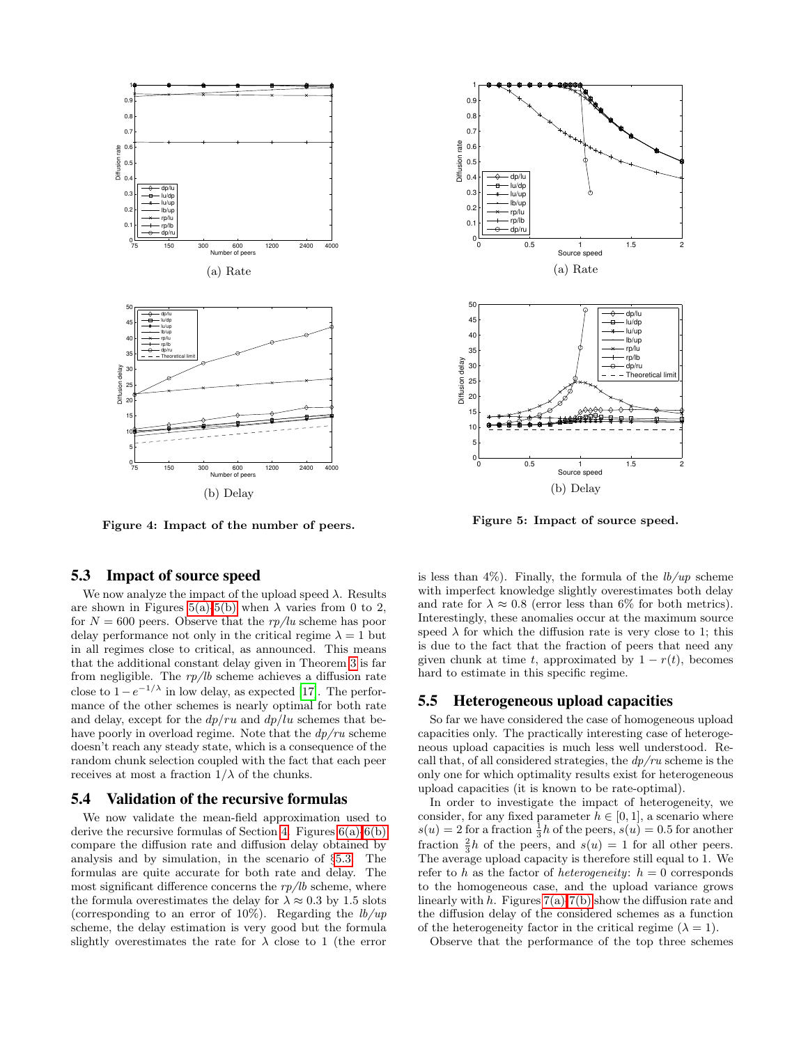(a) Rate

(b) Delay

**Figure 4: Impact of the number of peers.**

(a) Rate

(b) Delay

**Figure 5: Impact of source speed.**

### 5.3 Impact of source speed

We now analyze the impact of the upload speed $\lambda$. Results are shown in Figures 5(a)-5(b) when $\lambda$ varies from 0 to 2, for $N = 600$ peers. Observe that the *rp/lu* scheme has poor delay performance not only in the critical regime $\lambda = 1$ but in all regimes close to critical, as announced. This means that the additional constant delay given in Theorem 3 is far from negligible. The *rp/lb* scheme achieves a diffusion rate close to $1 - e^{-1/\lambda}$ in low delay, as expected [17]. The performance of the other schemes is nearly optimal for both rate and delay, except for the *dp/ru* and *dp/lu* schemes that behave poorly in overload regime. Note that the *dp/ru* scheme doesn't reach any steady state, which is a consequence of the random chunk selection coupled with the fact that each peer receives at most a fraction $1/\lambda$ of the chunks.

### 5.4 Validation of the recursive formulas

We now validate the mean-field approximation used to derive the recursive formulas of Section 4. Figures 6(a)-6(b) compare the diffusion rate and diffusion delay obtained by analysis and by simulation, in the scenario of §5.3. The formulas are quite accurate for both rate and delay. The most significant difference concerns the *rp/lb* scheme, where the formula overestimates the delay for $\lambda \approx 0.3$ by 1.5 slots (corresponding to an error of 10%). Regarding the *lb/up* scheme, the delay estimation is very good but the formula slightly overestimates the rate for $\lambda$ close to 1 (the error is less than 4%). Finally, the formula of the *lb/up* scheme with imperfect knowledge slightly overestimates both delay and rate for $\lambda \approx 0.8$ (error less than 6% for both metrics). Interestingly, these anomalies occur at the maximum source speed $\lambda$ for which the diffusion rate is very close to 1; this is due to the fact that the fraction of peers that need any given chunk at time $t$, approximated by $1 - r(t)$, becomes hard to estimate in this specific regime.

### 5.5 Heterogeneous upload capacities

So far we have considered the case of homogeneous upload capacities only. The practically interesting case of heterogeneous upload capacities is much less well understood. Recall that, of all considered strategies, the *dp/ru* scheme is the only one for which optimality results exist for heterogeneous upload capacities (it is known to be rate-optimal).

In order to investigate the impact of heterogeneity, we consider, for any fixed parameter $h \in [0, 1]$, a scenario where $s(u) = 2$ for a fraction $\frac{1}{3}h$ of the peers, $s(u) = 0.5$ for another fraction $\frac{2}{3}h$ of the peers, and $s(u) = 1$ for all other peers. The average upload capacity is therefore still equal to 1. We refer to $h$ as the factor of *heterogeneity*: $h = 0$ corresponds to the homogeneous case, and the upload variance grows linearly with $h$. Figures 7(a)-7(b) show the diffusion rate and the diffusion delay of the considered schemes as a function of the heterogeneity factor in the critical regime ($\lambda = 1$).

Observe that the performance of the top three schemes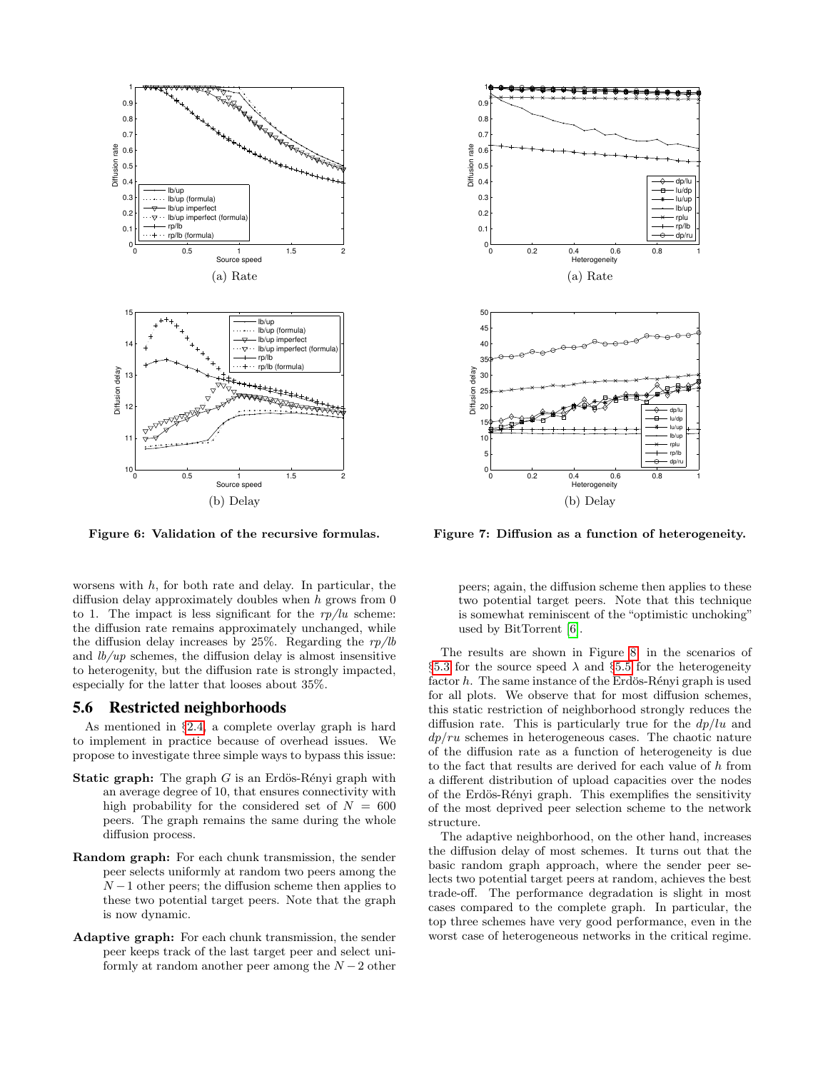(a) Rate

(b) Delay

**Figure 6: Validation of the recursive formulas.**

(a) Rate

(b) Delay

**Figure 7: Diffusion as a function of heterogeneity.**

worsens with $h$, for both rate and delay. In particular, the diffusion delay approximately doubles when $h$ grows from 0 to 1. The impact is less significant for the $rp/lu$ scheme: the diffusion rate remains approximately unchanged, while the diffusion delay increases by 25%. Regarding the $rp/lb$ and $lb/up$ schemes, the diffusion delay is almost insensitive to heterogenity, but the diffusion rate is strongly impacted, especially for the latter that looses about 35%.

## 5.6 Restricted neighborhoods

As mentioned in §2.4, a complete overlay graph is hard to implement in practice because of overhead issues. We propose to investigate three simple ways to bypass this issue:

**Static graph:** The graph $G$ is an Erdös-Rényi graph with an average degree of 10, that ensures connectivity with high probability for the considered set of $N = 600$ peers. The graph remains the same during the whole diffusion process.

**Random graph:** For each chunk transmission, the sender peer selects uniformly at random two peers among the $N-1$ other peers; the diffusion scheme then applies to these two potential target peers. Note that the graph is now dynamic.

**Adaptive graph:** For each chunk transmission, the sender peer keeps track of the last target peer and select uniformly at random another peer among the $N-2$ other peers; again, the diffusion scheme then applies to these two potential target peers. Note that this technique is somewhat reminiscent of the "optimistic unchoking" used by BitTorrent [6].

The results are shown in Figure 8, in the scenarios of §5.3 for the source speed $\lambda$ and §5.5 for the heterogeneity factor $h$. The same instance of the Erdös-Rényi graph is used for all plots. We observe that for most diffusion schemes, this static restriction of neighborhood strongly reduces the diffusion rate. This is particularly true for the $dp/lu$ and $dp/ru$ schemes in heterogeneous cases. The chaotic nature of the diffusion rate as a function of heterogeneity is due to the fact that results are derived for each value of $h$ from a different distribution of upload capacities over the nodes of the Erdös-Rényi graph. This exemplifies the sensitivity of the most deprived peer selection scheme to the network structure.

The adaptive neighborhood, on the other hand, increases the diffusion delay of most schemes. It turns out that the basic random graph approach, where the sender peer selects two potential target peers at random, achieves the best trade-off. The performance degradation is slight in most cases compared to the complete graph. In particular, the top three schemes have very good performance, even in the worst case of heterogeneous networks in the critical regime.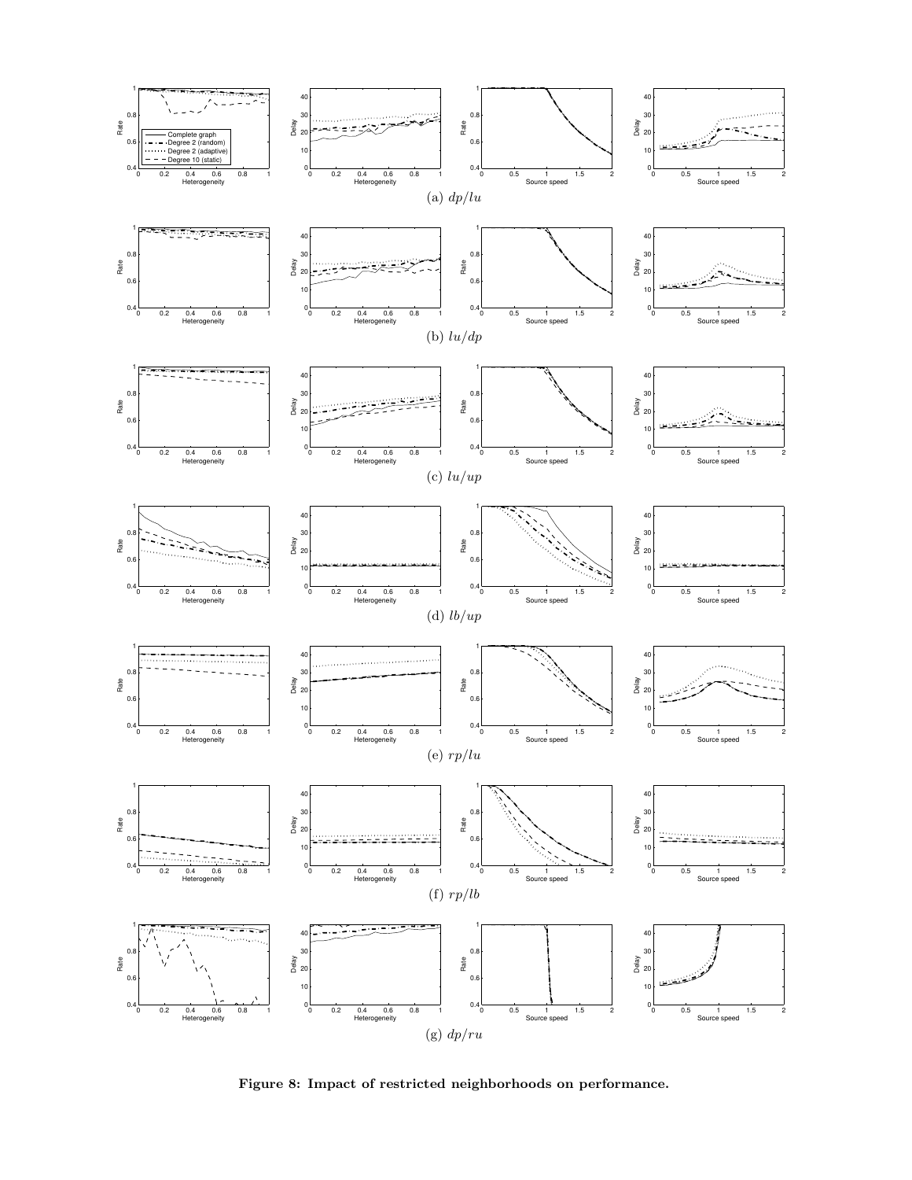(a) $dp/lu$

(b) $lu/dp$

(c) $lu/up$

(d) $lb/up$

(e) $rp/lu$

(f) $rp/lb$

(g) $dp/ru$

**Figure 8: Impact of restricted neighborhoods on performance.**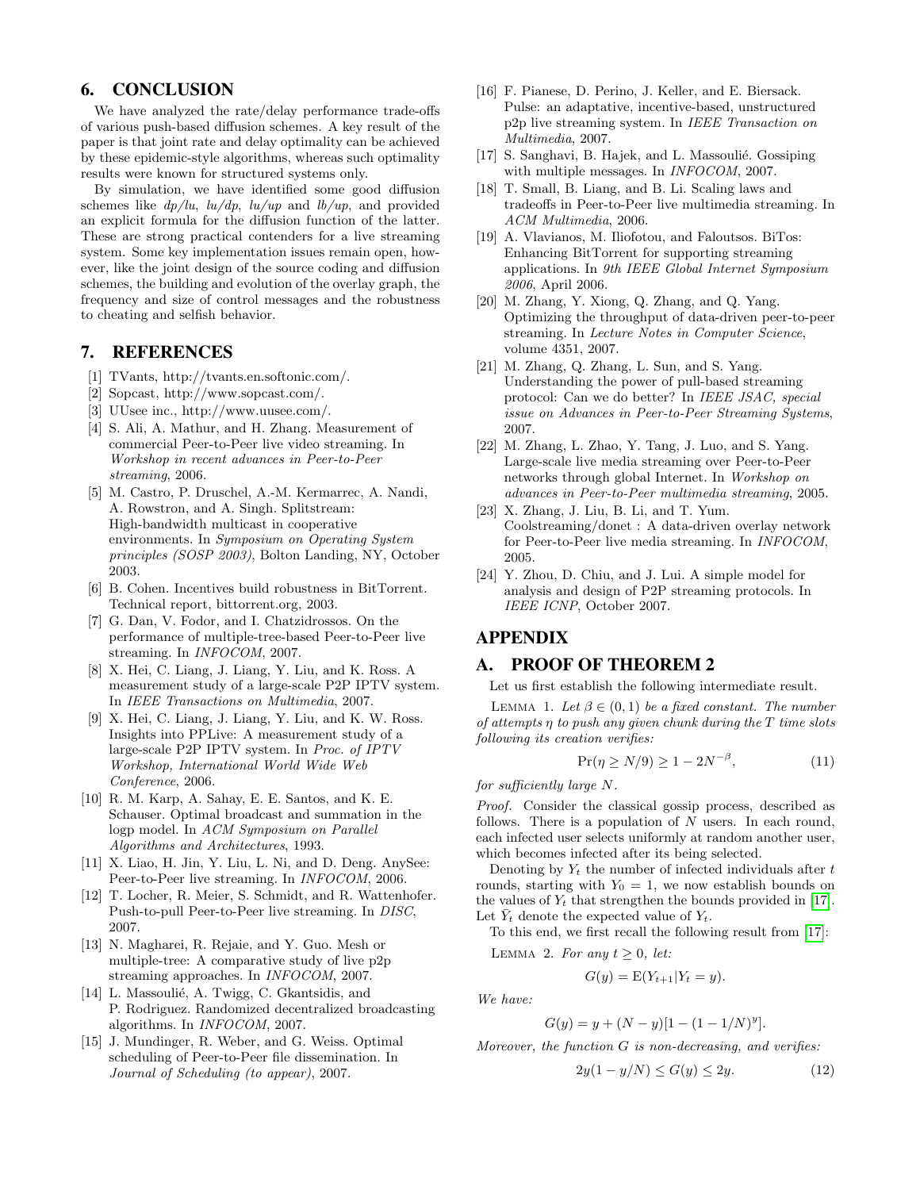## 6. CONCLUSION

We have analyzed the rate/delay performance trade-offs of various push-based diffusion schemes. A key result of the paper is that joint rate and delay optimality can be achieved by these epidemic-style algorithms, whereas such optimality results were known for structured systems only.

By simulation, we have identified some good diffusion schemes like *dp/lu*, *lu/dp*, *lu/up* and *lb/up*, and provided an explicit formula for the diffusion function of the latter. These are strong practical contenders for a live streaming system. Some key implementation issues remain open, however, like the joint design of the source coding and diffusion schemes, the building and evolution of the overlay graph, the frequency and size of control messages and the robustness to cheating and selfish behavior.

## 7. REFERENCES

[1] TVants, http://tvants.en.softonic.com/.

[2] Sopcast, http://www.sopcast.com/.

[3] UUsee inc., http://www.uusee.com/.

[4] S. Ali, A. Mathur, and H. Zhang. Measurement of commercial Peer-to-Peer live video streaming. In *Workshop in recent advances in Peer-to-Peer streaming*, 2006.

[5] M. Castro, P. Druschel, A.-M. Kermarrec, A. Nandi, A. Rowstron, and A. Singh. Splitstream: High-bandwidth multicast in cooperative environments. In *Symposium on Operating System principles (SOSP 2003)*, Bolton Landing, NY, October 2003.

[6] B. Cohen. Incentives build robustness in BitTorrent. Technical report, bittorrent.org, 2003.

[7] G. Dan, V. Fodor, and I. Chatzidrossos. On the performance of multiple-tree-based Peer-to-Peer live streaming. In *INFOCOM*, 2007.

[8] X. Hei, C. Liang, J. Liang, Y. Liu, and K. Ross. A measurement study of a large-scale P2P IPTV system. In *IEEE Transactions on Multimedia*, 2007.

[9] X. Hei, C. Liang, J. Liang, Y. Liu, and K. W. Ross. Insights into PPLive: A measurement study of a large-scale P2P IPTV system. In *Proc. of IPTV Workshop, International World Wide Web Conference*, 2006.

[10] R. M. Karp, A. Sahay, E. E. Santos, and K. E. Schauser. Optimal broadcast and summation in the logp model. In *ACM Symposium on Parallel Algorithms and Architectures*, 1993.

[11] X. Liao, H. Jin, Y. Liu, L. Ni, and D. Deng. AnySee: Peer-to-Peer live streaming. In *INFOCOM*, 2006.

[12] T. Locher, R. Meier, S. Schmidt, and R. Wattenhofer. Push-to-pull Peer-to-Peer live streaming. In *DISC*, 2007.

[13] N. Magharei, R. Rejaie, and Y. Guo. Mesh or multiple-tree: A comparative study of live p2p streaming approaches. In *INFOCOM*, 2007.

[14] L. Massoulié, A. Twigg, C. Gkantsidis, and P. Rodriguez. Randomized decentralized broadcasting algorithms. In *INFOCOM*, 2007.

[15] J. Mundinger, R. Weber, and G. Weiss. Optimal scheduling of Peer-to-Peer file dissemination. In *Journal of Scheduling (to appear)*, 2007.

[16] F. Pianese, D. Perino, J. Keller, and E. Biersack. Pulse: an adaptative, incentive-based, unstructured p2p live streaming system. In *IEEE Transaction on Multimedia*, 2007.

[17] S. Sanghavi, B. Hajek, and L. Massoulié. Gossiping with multiple messages. In *INFOCOM*, 2007.

[18] T. Small, B. Liang, and B. Li. Scaling laws and tradeoffs in Peer-to-Peer live multimedia streaming. In *ACM Multimedia*, 2006.

[19] A. Vlavianos, M. Iliofotou, and Faloutsos. BiTos: Enhancing BitTorrent for supporting streaming applications. In *9th IEEE Global Internet Symposium 2006*, April 2006.

[20] M. Zhang, Y. Xiong, Q. Zhang, and Q. Yang. Optimizing the throughput of data-driven peer-to-peer streaming. In *Lecture Notes in Computer Science*, volume 4351, 2007.

[21] M. Zhang, Q. Zhang, L. Sun, and S. Yang. Understanding the power of pull-based streaming protocol: Can we do better? In *IEEE JSAC, special issue on Advances in Peer-to-Peer Streaming Systems*, 2007.

[22] M. Zhang, L. Zhao, Y. Tang, J. Luo, and S. Yang. Large-scale live media streaming over Peer-to-Peer networks through global Internet. In *Workshop on advances in Peer-to-Peer multimedia streaming*, 2005.

[23] X. Zhang, J. Liu, B. Li, and T. Yum. Coolstreaming/donet : A data-driven overlay network for Peer-to-Peer live media streaming. In *INFOCOM*, 2005.

[24] Y. Zhou, D. Chiu, and J. Lui. A simple model for analysis and design of P2P streaming protocols. In *IEEE ICNP*, October 2007.

## APPENDIX

## A. PROOF OF THEOREM 2

Let us first establish the following intermediate result.

LEMMA 1. *Let $\beta \in (0, 1)$ be a fixed constant. The number of attempts $\eta$ to push any given chunk during the $T$ time slots following its creation verifies:*

$$\Pr(\eta \geq N/9) \geq 1 - 2N^{-\beta}, \tag{11}$$

*for sufficiently large $N$.*

*Proof.* Consider the classical gossip process, described as follows. There is a population of $N$ users. In each round, each infected user selects uniformly at random another user, which becomes infected after its being selected.

Denoting by $Y_t$ the number of infected individuals after $t$ rounds, starting with $Y_0 = 1$, we now establish bounds on the values of $Y_t$ that strengthen the bounds provided in [17]. Let $\bar{Y}_t$ denote the expected value of $Y_t$.

To this end, we first recall the following result from [17]:

LEMMA 2. *For any $t \geq 0$, let:*

$$G(y) = \mathrm{E}(Y_{t+1}|Y_t = y).$$

*We have:*

$$G(y) = y + (N - y)[1 - (1 - 1/N)^y].$$

*Moreover, the function $G$ is non-decreasing, and verifies:*

$$2y(1 - y/N) \leq G(y) \leq 2y. \tag{12}$$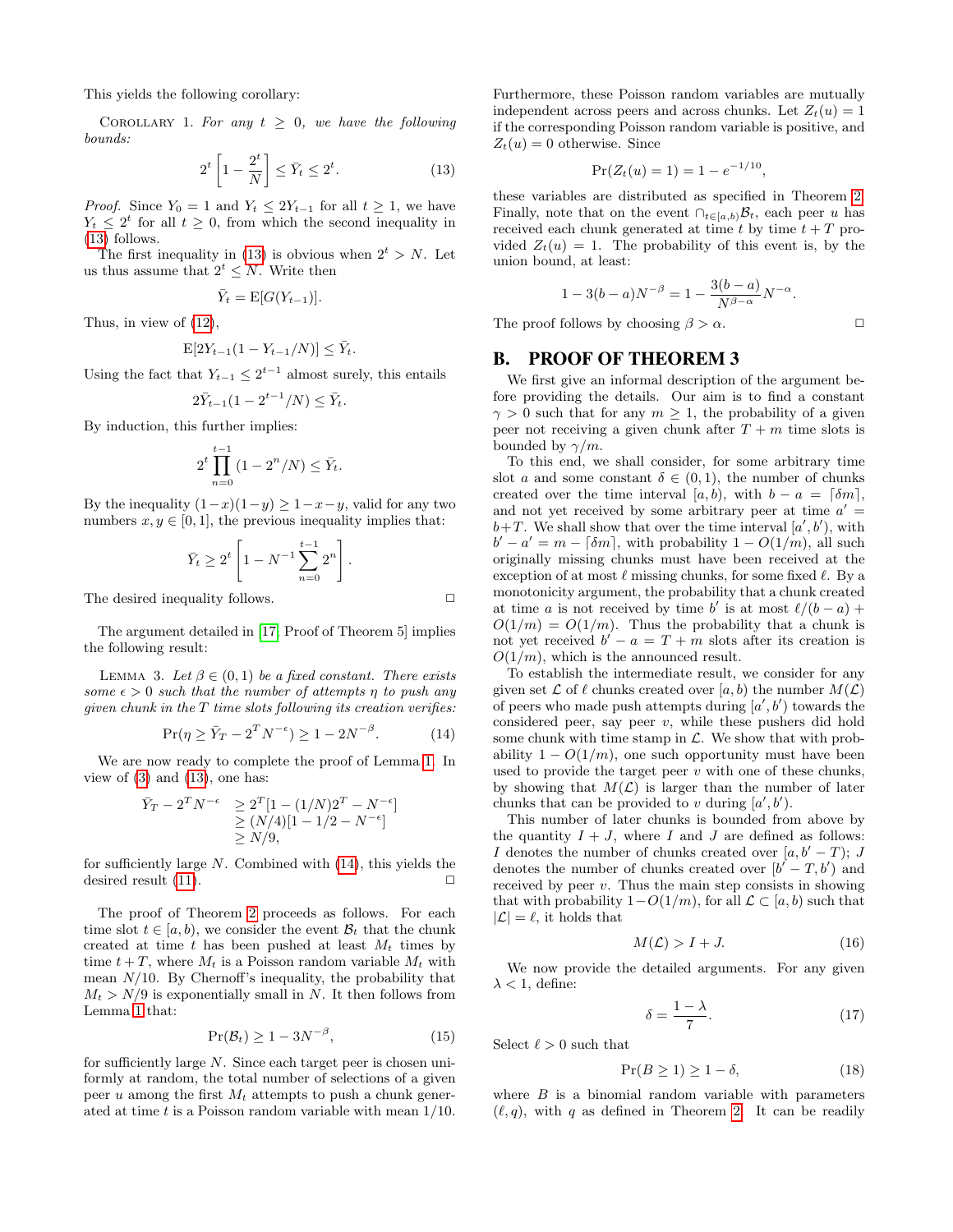This yields the following corollary:

COROLLARY 1. *For any $t \geq 0$, we have the following bounds:*

$$2^t\left[1-\frac{2^t}{N}\right] \leq \bar{Y}_t \leq 2^t. \tag{13}$$

*Proof.* Since $Y_0 = 1$ and $Y_t \leq 2Y_{t-1}$ for all $t \geq 1$, we have $Y_t \leq 2^t$ for all $t \geq 0$, from which the second inequality in (13) follows.

The first inequality in (13) is obvious when $2^t > N$. Let us thus assume that $2^t \leq N$. Write then

$$\bar{Y}_t = \mathrm{E}[G(Y_{t-1})].$$

Thus, in view of (12),

$$\mathrm{E}[2Y_{t-1}(1-Y_{t-1}/N)] \leq \bar{Y}_t.$$

Using the fact that $Y_{t-1} \leq 2^{t-1}$ almost surely, this entails

$$2\bar{Y}_{t-1}(1-2^{t-1}/N) \leq \bar{Y}_t.$$

By induction, this further implies:

$$2^t\prod_{n=0}^{t-1}(1-2^n/N) \leq \bar{Y}_t.$$

By the inequality $(1-x)(1-y) \geq 1-x-y$, valid for any two numbers $x, y \in [0,1]$, the previous inequality implies that:

$$\bar{Y}_t \geq 2^t\left[1 - N^{-1}\sum_{n=0}^{t-1}2^n\right].$$

The desired inequality follows. □

The argument detailed in [17, Proof of Theorem 5] implies the following result:

LEMMA 3. *Let $\beta \in (0,1)$ be a fixed constant. There exists some $\epsilon > 0$ such that the number of attempts $\eta$ to push any given chunk in the $T$ time slots following its creation verifies:*

$$\Pr(\eta \geq \bar{Y}_T - 2^T N^{-\epsilon}) \geq 1 - 2N^{-\beta}. \tag{14}$$

We are now ready to complete the proof of Lemma 1. In view of (3) and (13), one has:

$$\begin{aligned}\bar{Y}_T - 2^T N^{-\epsilon} &\geq 2^T[1-(1/N)2^T - N^{-\epsilon}]\\ &\geq (N/4)[1-1/2-N^{-\epsilon}]\\ &\geq N/9,\end{aligned}$$

for sufficiently large $N$. Combined with (14), this yields the desired result (11). □

The proof of Theorem 2 proceeds as follows. For each time slot $t \in [a,b)$, we consider the event $\mathcal{B}_t$ that the chunk created at time $t$ has been pushed at least $M_t$ times by time $t+T$, where $M_t$ is a Poisson random variable $M_t$ with mean $N/10$. By Chernoff's inequality, the probability that $M_t > N/9$ is exponentially small in $N$. It then follows from Lemma 1 that:

$$\Pr(\mathcal{B}_t) \geq 1 - 3N^{-\beta}, \tag{15}$$

for sufficiently large $N$. Since each target peer is chosen uniformly at random, the total number of selections of a given peer $u$ among the first $M_t$ attempts to push a chunk generated at time $t$ is a Poisson random variable with mean 1/10. Furthermore, these Poisson random variables are mutually independent across peers and across chunks. Let $Z_t(u) = 1$ if the corresponding Poisson random variable is positive, and $Z_t(u) = 0$ otherwise. Since

$$\Pr(Z_t(u) = 1) = 1 - e^{-1/10},$$

these variables are distributed as specified in Theorem 2. Finally, note that on the event $\cap_{t\in[a,b)}\mathcal{B}_t$, each peer $u$ has received each chunk generated at time $t$ by time $t+T$ provided $Z_t(u) = 1$. The probability of this event is, by the union bound, at least:

$$1 - 3(b-a)N^{-\beta} = 1 - \frac{3(b-a)}{N^{\beta-\alpha}}N^{-\alpha}.$$

The proof follows by choosing $\beta > \alpha$. □

## B. PROOF OF THEOREM 3

We first give an informal description of the argument before providing the details. Our aim is to find a constant $\gamma > 0$ such that for any $m \geq 1$, the probability of a given peer not receiving a given chunk after $T+m$ time slots is bounded by $\gamma/m$.

To this end, we shall consider, for some arbitrary time slot $a$ and some constant $\delta \in (0,1)$, the number of chunks created over the time interval $[a,b)$, with $b-a = \lceil \delta m \rceil$, and not yet received by some arbitrary peer at time $a' = b+T$. We shall show that over the time interval $[a', b')$, with $b'-a' = m - \lceil \delta m \rceil$, with probability $1-O(1/m)$, all such originally missing chunks must have been received at the exception of at most $\ell$ missing chunks, for some fixed $\ell$. By a monotonicity argument, the probability that a chunk created at time $a$ is not received by time $b'$ is at most $\ell/(b-a) + O(1/m) = O(1/m)$. Thus the probability that a chunk is not yet received $b'-a = T+m$ slots after its creation is $O(1/m)$, which is the announced result.

To establish the intermediate result, we consider for any given set $\mathcal{L}$ of $\ell$ chunks created over $[a,b)$ the number $M(\mathcal{L})$ of peers who made push attempts during $[a',b')$ towards the considered peer, say peer $v$, while these pushers did hold some chunk with time stamp in $\mathcal{L}$. We show that with probability $1-O(1/m)$, one such opportunity must have been used to provide the target peer $v$ with one of these chunks, by showing that $M(\mathcal{L})$ is larger than the number of later chunks that can be provided to $v$ during $[a',b')$.

This number of later chunks is bounded from above by the quantity $I+J$, where $I$ and $J$ are defined as follows: $I$ denotes the number of chunks created over $[a, b'-T)$; $J$ denotes the number of chunks created over $[b'-T, b')$ and received by peer $v$. Thus the main step consists in showing that with probability $1-O(1/m)$, for all $\mathcal{L} \subset [a,b)$ such that $|\mathcal{L}| = \ell$, it holds that

$$M(\mathcal{L}) > I + J. \tag{16}$$

We now provide the detailed arguments. For any given $\lambda < 1$, define:

$$\delta = \frac{1-\lambda}{7}. \tag{17}$$

Select $\ell > 0$ such that

$$\Pr(B \geq 1) \geq 1 - \delta, \tag{18}$$

where $B$ is a binomial random variable with parameters $(\ell, q)$, with $q$ as defined in Theorem 2. It can be readily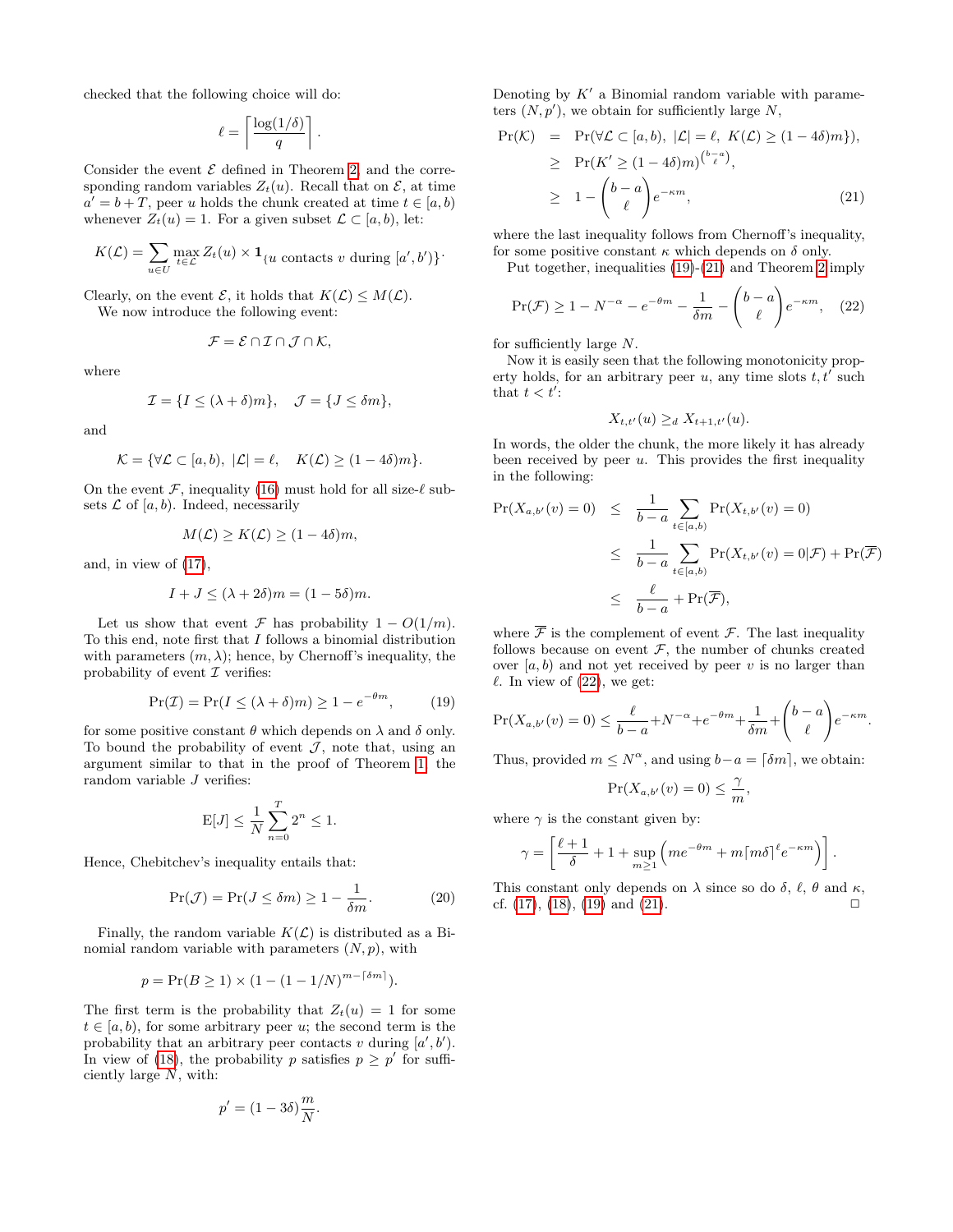checked that the following choice will do:

$$\ell = \left\lceil \frac{\log(1/\delta)}{q} \right\rceil.$$

Consider the event $\mathcal{E}$ defined in Theorem 2, and the corresponding random variables $Z_t(u)$. Recall that on $\mathcal{E}$, at time $a' = b + T$, peer $u$ holds the chunk created at time $t \in [a, b)$ whenever $Z_t(u) = 1$. For a given subset $\mathcal{L} \subset [a, b)$, let:

$$K(\mathcal{L}) = \sum_{u \in U} \max_{t \in \mathcal{L}} Z_t(u) \times \mathbf{1}_{\{u \text{ contacts } v \text{ during } [a', b')\}}.$$

Clearly, on the event $\mathcal{E}$, it holds that $K(\mathcal{L}) \leq M(\mathcal{L})$.

We now introduce the following event:

$$\mathcal{F} = \mathcal{E} \cap \mathcal{I} \cap \mathcal{J} \cap \mathcal{K},$$

where

$$\mathcal{I} = \{I \leq (\lambda + \delta)m\}, \quad \mathcal{J} = \{J \leq \delta m\},$$

and

$$\mathcal{K} = \{\forall \mathcal{L} \subset [a, b),\ |\mathcal{L}| = \ell, \quad K(\mathcal{L}) \geq (1 - 4\delta)m\}.$$

On the event $\mathcal{F}$, inequality (16) must hold for all size-$\ell$ subsets $\mathcal{L}$ of $[a, b)$. Indeed, necessarily

$$M(\mathcal{L}) \geq K(\mathcal{L}) \geq (1 - 4\delta)m,$$

and, in view of (17),

$$I + J \leq (\lambda + 2\delta)m = (1 - 5\delta)m.$$

Let us show that event $\mathcal{F}$ has probability $1 - O(1/m)$. To this end, note first that $I$ follows a binomial distribution with parameters $(m, \lambda)$; hence, by Chernoff's inequality, the probability of event $\mathcal{I}$ verifies:

$$\Pr(\mathcal{I}) = \Pr(I \leq (\lambda + \delta)m) \geq 1 - e^{-\theta m}, \tag{19}$$

for some positive constant $\theta$ which depends on $\lambda$ and $\delta$ only. To bound the probability of event $\mathcal{J}$, note that, using an argument similar to that in the proof of Theorem 1, the random variable $J$ verifies:

$$\mathrm{E}[J] \leq \frac{1}{N} \sum_{n=0}^{T} 2^n \leq 1.$$

Hence, Chebitchev's inequality entails that:

$$\Pr(\mathcal{J}) = \Pr(J \leq \delta m) \geq 1 - \frac{1}{\delta m}. \tag{20}$$

Finally, the random variable $K(\mathcal{L})$ is distributed as a Binomial random variable with parameters $(N, p)$, with

$$p = \Pr(B \geq 1) \times (1 - (1 - 1/N)^{m - \lceil \delta m \rceil}).$$

The first term is the probability that $Z_t(u) = 1$ for some $t \in [a, b)$, for some arbitrary peer $u$; the second term is the probability that an arbitrary peer contacts $v$ during $[a', b')$. In view of (18), the probability $p$ satisfies $p \geq p'$ for sufficiently large $N$, with:

$$p' = (1 - 3\delta)\frac{m}{N}.$$

Denoting by $K'$ a Binomial random variable with parameters $(N, p')$, we obtain for sufficiently large $N$,

$$\begin{aligned}
\Pr(\mathcal{K}) &= \Pr(\forall \mathcal{L} \subset [a, b),\ |\mathcal{L}| = \ell,\ K(\mathcal{L}) \geq (1 - 4\delta)m\}), \\
&\geq \Pr(K' \geq (1 - 4\delta)m)^{\binom{b-a}{\ell}}, \\
&\geq 1 - \binom{b-a}{\ell} e^{-\kappa m},
\end{aligned} \tag{21}$$

where the last inequality follows from Chernoff's inequality, for some positive constant $\kappa$ which depends on $\delta$ only.

Put together, inequalities (19)-(21) and Theorem 2 imply

$$\Pr(\mathcal{F}) \geq 1 - N^{-\alpha} - e^{-\theta m} - \frac{1}{\delta m} - \binom{b-a}{\ell} e^{-\kappa m}, \tag{22}$$

for sufficiently large $N$.

Now it is easily seen that the following monotonicity property holds, for an arbitrary peer $u$, any time slots $t, t'$ such that $t < t'$:

$$X_{t,t'}(u) \geq_d X_{t+1,t'}(u).$$

In words, the older the chunk, the more likely it has already been received by peer $u$. This provides the first inequality in the following:

$$\begin{aligned}
\Pr(X_{a,b'}(v) = 0) &\leq \frac{1}{b-a} \sum_{t \in [a,b)} \Pr(X_{t,b'}(v) = 0) \\
&\leq \frac{1}{b-a} \sum_{t \in [a,b)} \Pr(X_{t,b'}(v) = 0 | \mathcal{F}) + \Pr(\overline{\mathcal{F}}) \\
&\leq \frac{\ell}{b-a} + \Pr(\overline{\mathcal{F}}),
\end{aligned}$$

where $\overline{\mathcal{F}}$ is the complement of event $\mathcal{F}$. The last inequality follows because on event $\mathcal{F}$, the number of chunks created over $[a, b)$ and not yet received by peer $v$ is no larger than $\ell$. In view of (22), we get:

$$\Pr(X_{a,b'}(v) = 0) \leq \frac{\ell}{b-a} + N^{-\alpha} + e^{-\theta m} + \frac{1}{\delta m} + \binom{b-a}{\ell} e^{-\kappa m}.$$

Thus, provided $m \leq N^\alpha$, and using $b - a = \lceil \delta m \rceil$, we obtain:

$$\Pr(X_{a,b'}(v) = 0) \leq \frac{\gamma}{m},$$

where $\gamma$ is the constant given by:

$$\gamma = \left[ \frac{\ell + 1}{\delta} + 1 + \sup_{m \geq 1} \left( m e^{-\theta m} + m \lceil m\delta \rceil^\ell e^{-\kappa m} \right) \right].$$

This constant only depends on $\lambda$ since so do $\delta$, $\ell$, $\theta$ and $\kappa$, cf. (17), (18), (19) and (21). □